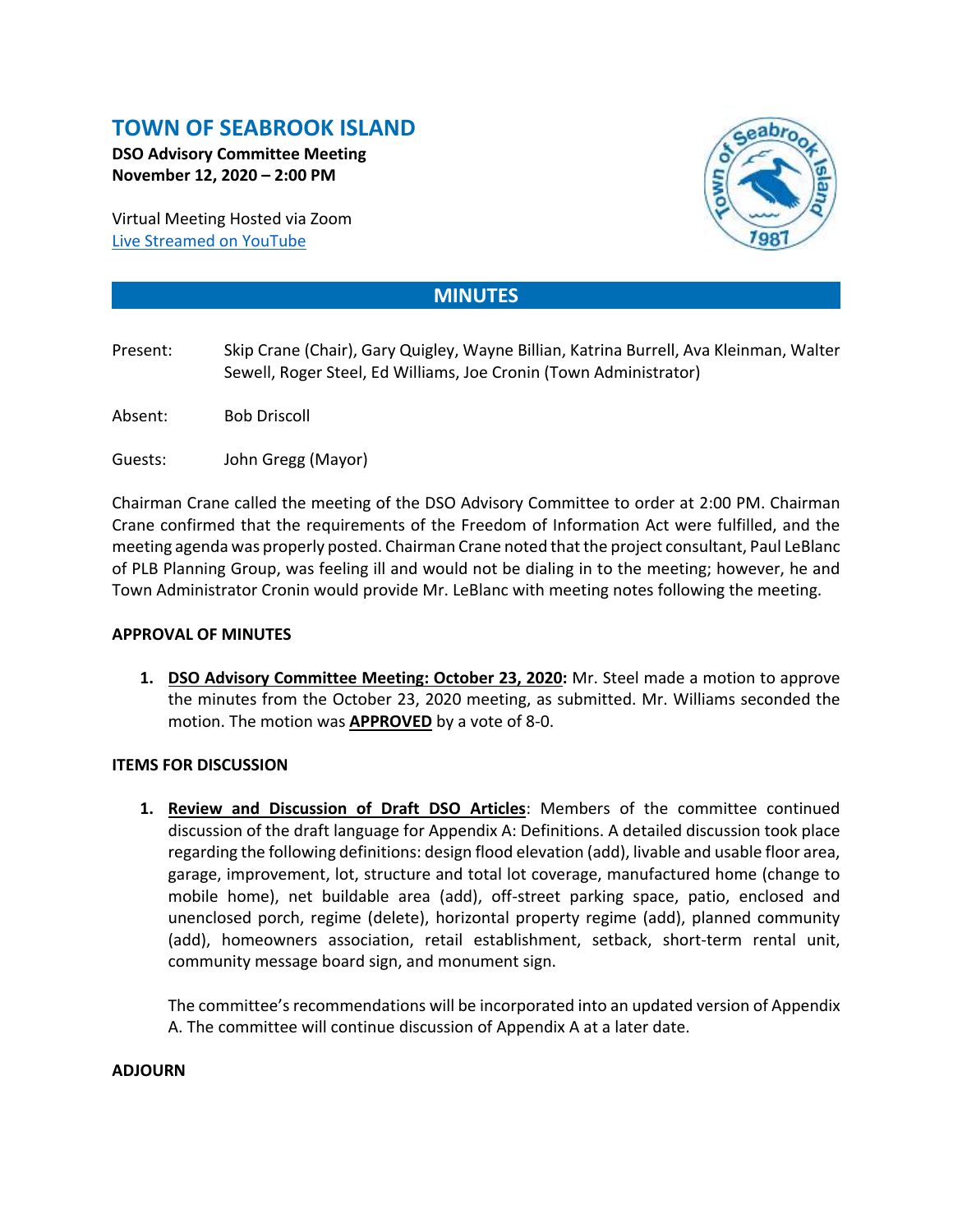# TOWN OF SEABROOK ISLAND

**DSO Advisory Committee Meeting**
**November 12, 2020 – 2:00 PM**

Virtual Meeting Hosted via Zoom
Live Streamed on YouTube

## MINUTES

Present: Skip Crane (Chair), Gary Quigley, Wayne Billian, Katrina Burrell, Ava Kleinman, Walter Sewell, Roger Steel, Ed Williams, Joe Cronin (Town Administrator)

Absent: Bob Driscoll

Guests: John Gregg (Mayor)

Chairman Crane called the meeting of the DSO Advisory Committee to order at 2:00 PM. Chairman Crane confirmed that the requirements of the Freedom of Information Act were fulfilled, and the meeting agenda was properly posted. Chairman Crane noted that the project consultant, Paul LeBlanc of PLB Planning Group, was feeling ill and would not be dialing in to the meeting; however, he and Town Administrator Cronin would provide Mr. LeBlanc with meeting notes following the meeting.

### APPROVAL OF MINUTES

1. **DSO Advisory Committee Meeting: October 23, 2020:** Mr. Steel made a motion to approve the minutes from the October 23, 2020 meeting, as submitted. Mr. Williams seconded the motion. The motion was **APPROVED** by a vote of 8-0.

### ITEMS FOR DISCUSSION

1. **Review and Discussion of Draft DSO Articles**: Members of the committee continued discussion of the draft language for Appendix A: Definitions. A detailed discussion took place regarding the following definitions: design flood elevation (add), livable and usable floor area, garage, improvement, lot, structure and total lot coverage, manufactured home (change to mobile home), net buildable area (add), off-street parking space, patio, enclosed and unenclosed porch, regime (delete), horizontal property regime (add), planned community (add), homeowners association, retail establishment, setback, short-term rental unit, community message board sign, and monument sign.

   The committee's recommendations will be incorporated into an updated version of Appendix A. The committee will continue discussion of Appendix A at a later date.

### ADJOURN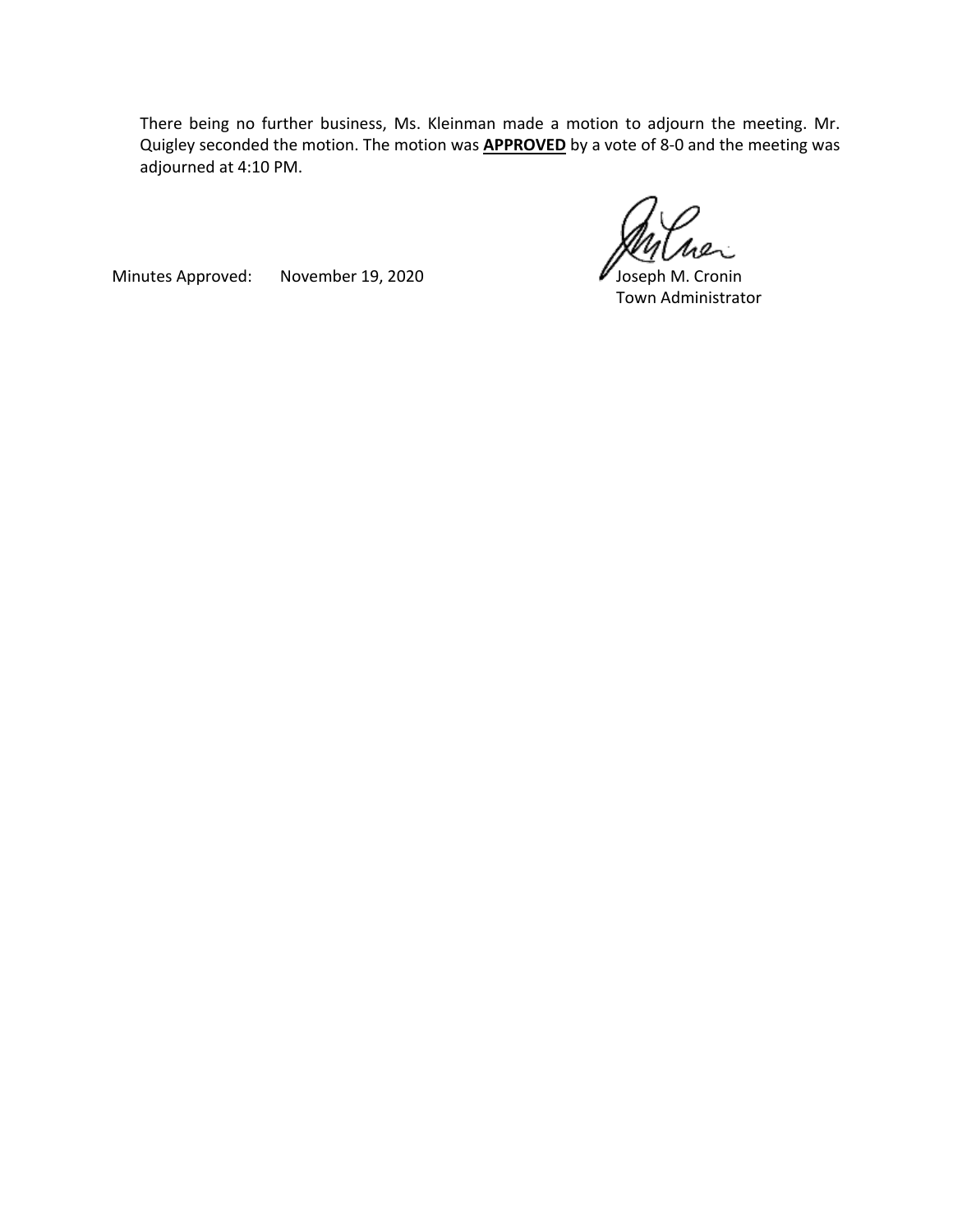There being no further business, Ms. Kleinman made a motion to adjourn the meeting. Mr. Quigley seconded the motion. The motion was **APPROVED** by a vote of 8-0 and the meeting was adjourned at 4:10 PM.

Minutes Approved: November 19, 2020

Joseph M. Cronin
Town Administrator